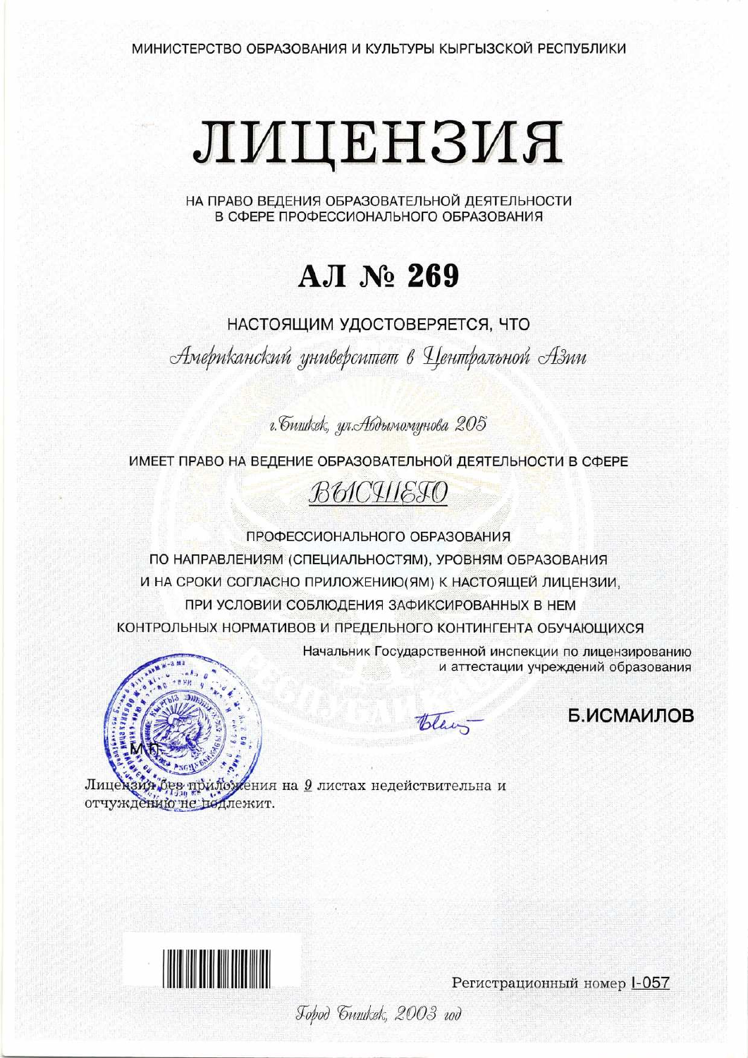МИНИСТЕРСТВО ОБРАЗОВАНИЯ И КУЛЬТУРЫ КЫРГЫЗСКОЙ РЕСПУБЛИКИ

# ЛИЦЕНЗИЯ

НА ПРАВО ВЕДЕНИЯ ОБРАЗОВАТЕЛЬНОЙ ДЕЯТЕЛЬНОСТИ
В СФЕРЕ ПРОФЕССИОНАЛЬНОГО ОБРАЗОВАНИЯ

## АЛ № 269

НАСТОЯЩИМ УДОСТОВЕРЯЕТСЯ, ЧТО

*Американский университет в Центральной Азии*

*г.Бишкек, ул.Абдымомунова 205*

ИМЕЕТ ПРАВО НА ВЕДЕНИЕ ОБРАЗОВАТЕЛЬНОЙ ДЕЯТЕЛЬНОСТИ В СФЕРЕ

*ВЫСШЕГО*

ПРОФЕССИОНАЛЬНОГО ОБРАЗОВАНИЯ
ПО НАПРАВЛЕНИЯМ (СПЕЦИАЛЬНОСТЯМ), УРОВНЯМ ОБРАЗОВАНИЯ
И НА СРОКИ СОГЛАСНО ПРИЛОЖЕНИЮ(ЯМ) К НАСТОЯЩЕЙ ЛИЦЕНЗИИ,
ПРИ УСЛОВИИ СОБЛЮДЕНИЯ ЗАФИКСИРОВАННЫХ В НЕМ
КОНТРОЛЬНЫХ НОРМАТИВОВ И ПРЕДЕЛЬНОГО КОНТИНГЕНТА ОБУЧАЮЩИХСЯ

Начальник Государственной инспекции по лицензированию
и аттестации учреждений образования

**Б.ИСМАИЛОВ**

М.П.

Лицензия без приложения на 9 листах недействительна и отчуждению не подлежит.

Регистрационный номер I-057

*Город Бишкек, 2003 год*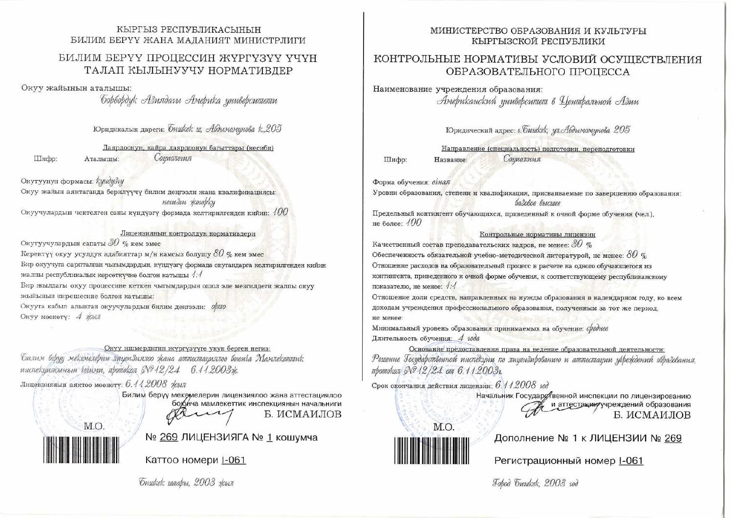КЫРГЫЗ РЕСПУБЛИКАСЫНЫН
БИЛИМ БЕРҮҮ ЖАНА МАДАНИЯТ МИНИСТРЛИГИ

## БИЛИМ БЕРҮҮ ПРОЦЕССИН ЖҮРГҮЗҮҮ ҮЧҮН ТАЛАП КЫЛЫНУУЧУ НОРМАТИВДЕР

Окуу жайынын аталышы:
*Борбордук Азиядагы Америка университети*

Юридикалык дареги: *Бишкек ш., Абдымомунова к.,205*

Даярдоонун, кайра даярдоонун багыттары (кесиби)

Шифр: Аталышы: *Социология*

Окутуунун формасы: *күндүзгү*

Окуу жайын аяктаганда берилүүчү билим деңгээли жана квалификациясы:
*негизги жогорку*

Окуучулардын чектелген саны күндүзгү формада келтирилгенден кийин: *100*

Лицензиянын контролдук нормативдери

Окутуучулардын сапаты *30* % кем эмес

Керектүү окуу усулдук адабияттар м/н камсыз болушу *80* % кем эмес

Бир окуучуга сарпталган чыгымдардын, күндүзгү формада окугандарга келтирилгенден кийин жалпы республикалык көрсөткүчкө болгон катышы *1:1*

Бир жылдагы окуу процессине кеткен чыгымдардын ошол эле мезгилдеги жалпы окуу жайынын кирешесине болгон катышы:

Окууга кабыл алынган окуучулардын билим деңгээли: *орто*

Окуу мөөнөтү: *4 жыл*

Окуу ишмердигин жүргүзүүгө укук берген негиз:
*Билим берүү мекемелерин лицензиялоо жана аттестациялоо боюнча Мамлекеттик инспекциясынын чечими, протокол №12/24 6.11.2003ж.*

Лицензиянын аяктоо мөөнөтү: *6.11.2008 жыл*

Билим берүү мекемелерин лицензиялоо жана аттестациялоо боюнча мамлекеттик инспекциянын начальниги
Б. ИСМАИЛОВ

М.О.

№ 269 ЛИЦЕНЗИЯГА № 1 кошумча

Каттоо номери I-061

*Бишкек шаары, 2003 жыл*

---

МИНИСТЕРСТВО ОБРАЗОВАНИЯ И КУЛЬТУРЫ
КЫРГЫЗСКОЙ РЕСПУБЛИКИ

## КОНТРОЛЬНЫЕ НОРМАТИВЫ УСЛОВИЙ ОСУЩЕСТВЛЕНИЯ ОБРАЗОВАТЕЛЬНОГО ПРОЦЕССА

Наименование учреждения образования:
*Американский университет в Центральной Азии*

Юридический адрес: *г.Бишкек, ул.Абдымомунова 205*

Направление (специальность) подготовки, переподготовки

Шифр: Название: *Социология*

Форма обучения: *очная*

Уровни образования, степени и квалификация, присваиваемые по завершению образования:
*базовое высшее*

Предельный контингент обучающихся, приведенный к очной форме обучения (чел.), не более: *100*

Контрольные нормативы лицензии

Качественный состав преподавательских кадров, не менее: *30* %

Обеспеченность обязательной учебно-методической литературой, не менее: *80* %

Отношение расходов на образовательный процесс в расчете на одного обучающегося из контингента, приведенного к очной форме обучения, к соответствующему республиканскому показателю, не менее: *1:1*

Отношение доли средств, направленных на нужды образования в календарном году, ко всем доходам учреждения профессионального образования, полученным за тот же период, не менее:

Минимальный уровень образования принимаемых на обучение: *среднее*

Длительность обучения: *4 года*

Основание предоставления права на ведение образовательной деятельности:
*Решение Государственной инспекции по лицензированию и аттестации учреждений образования, протокол №12/24 от 6.11.2003г.*

Срок окончания действия лицензии: *6.11.2008 год*

Начальник Государственной инспекции по лицензированию и аттестации учреждений образования
Б. ИСМАИЛОВ

М.О.

Дополнение № 1 к ЛИЦЕНЗИИ № 269

Регистрационный номер I-061

*Город Бишкек, 2003 год*